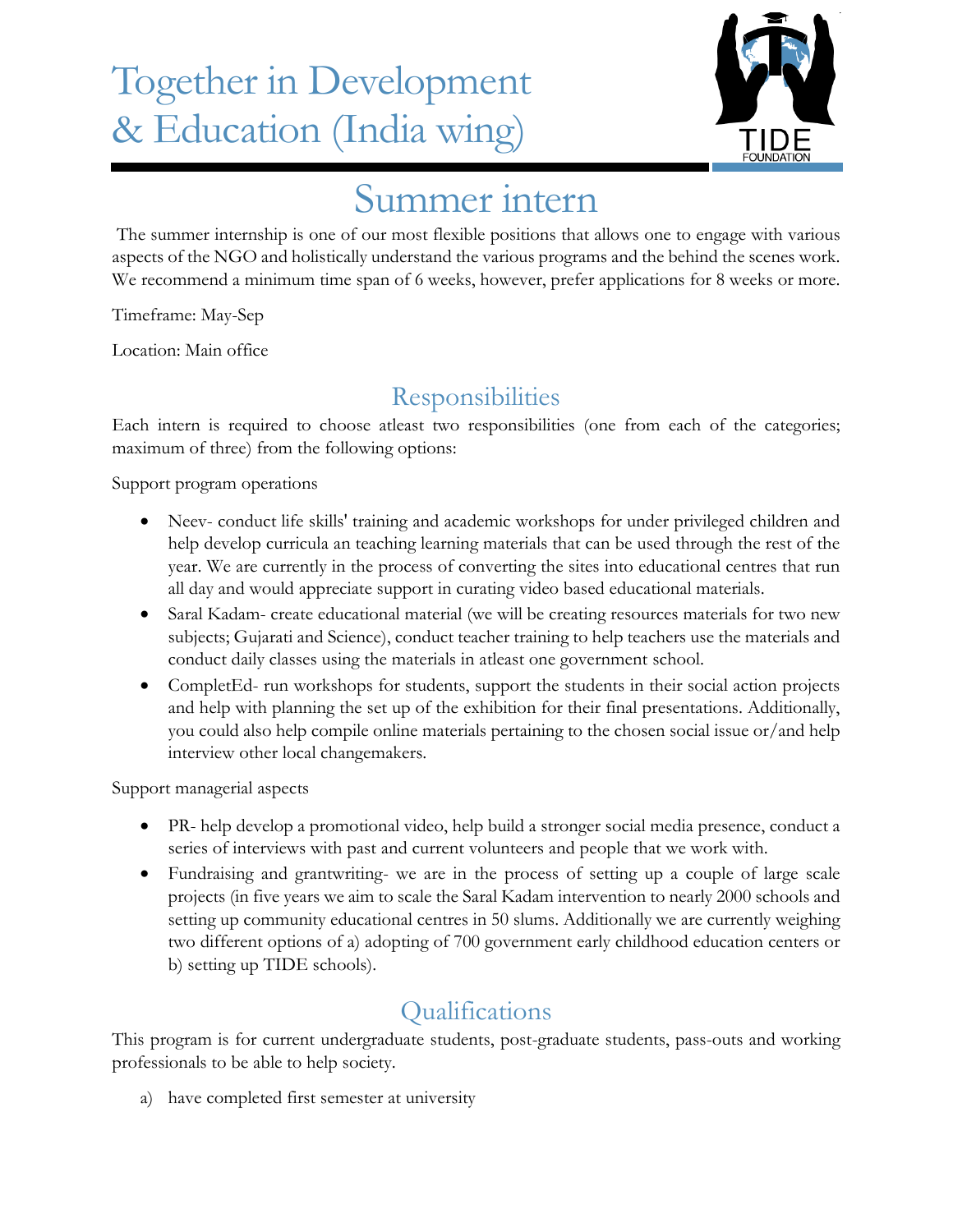# Together in Development & Education (India wing)

TIDE FOUNDATION

## Summer intern

The summer internship is one of our most flexible positions that allows one to engage with various aspects of the NGO and holistically understand the various programs and the behind the scenes work. We recommend a minimum time span of 6 weeks, however, prefer applications for 8 weeks or more.

Timeframe: May-Sep

Location: Main office

### Responsibilities

Each intern is required to choose atleast two responsibilities (one from each of the categories; maximum of three) from the following options:

Support program operations

- Neev- conduct life skills' training and academic workshops for under privileged children and help develop curricula an teaching learning materials that can be used through the rest of the year. We are currently in the process of converting the sites into educational centres that run all day and would appreciate support in curating video based educational materials.
- Saral Kadam- create educational material (we will be creating resources materials for two new subjects; Gujarati and Science), conduct teacher training to help teachers use the materials and conduct daily classes using the materials in atleast one government school.
- CompletEd- run workshops for students, support the students in their social action projects and help with planning the set up of the exhibition for their final presentations. Additionally, you could also help compile online materials pertaining to the chosen social issue or/and help interview other local changemakers.

Support managerial aspects

- PR- help develop a promotional video, help build a stronger social media presence, conduct a series of interviews with past and current volunteers and people that we work with.
- Fundraising and grantwriting- we are in the process of setting up a couple of large scale projects (in five years we aim to scale the Saral Kadam intervention to nearly 2000 schools and setting up community educational centres in 50 slums. Additionally we are currently weighing two different options of a) adopting of 700 government early childhood education centers or b) setting up TIDE schools).

### Qualifications

This program is for current undergraduate students, post-graduate students, pass-outs and working professionals to be able to help society.

a) have completed first semester at university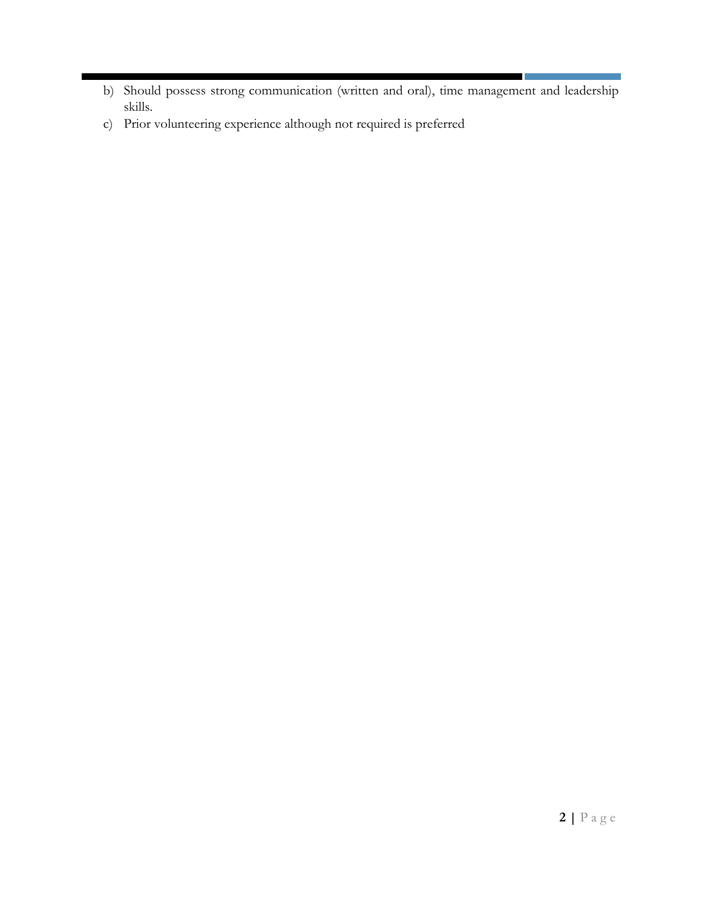b) Should possess strong communication (written and oral), time management and leadership skills.

c) Prior volunteering experience although not required is preferred